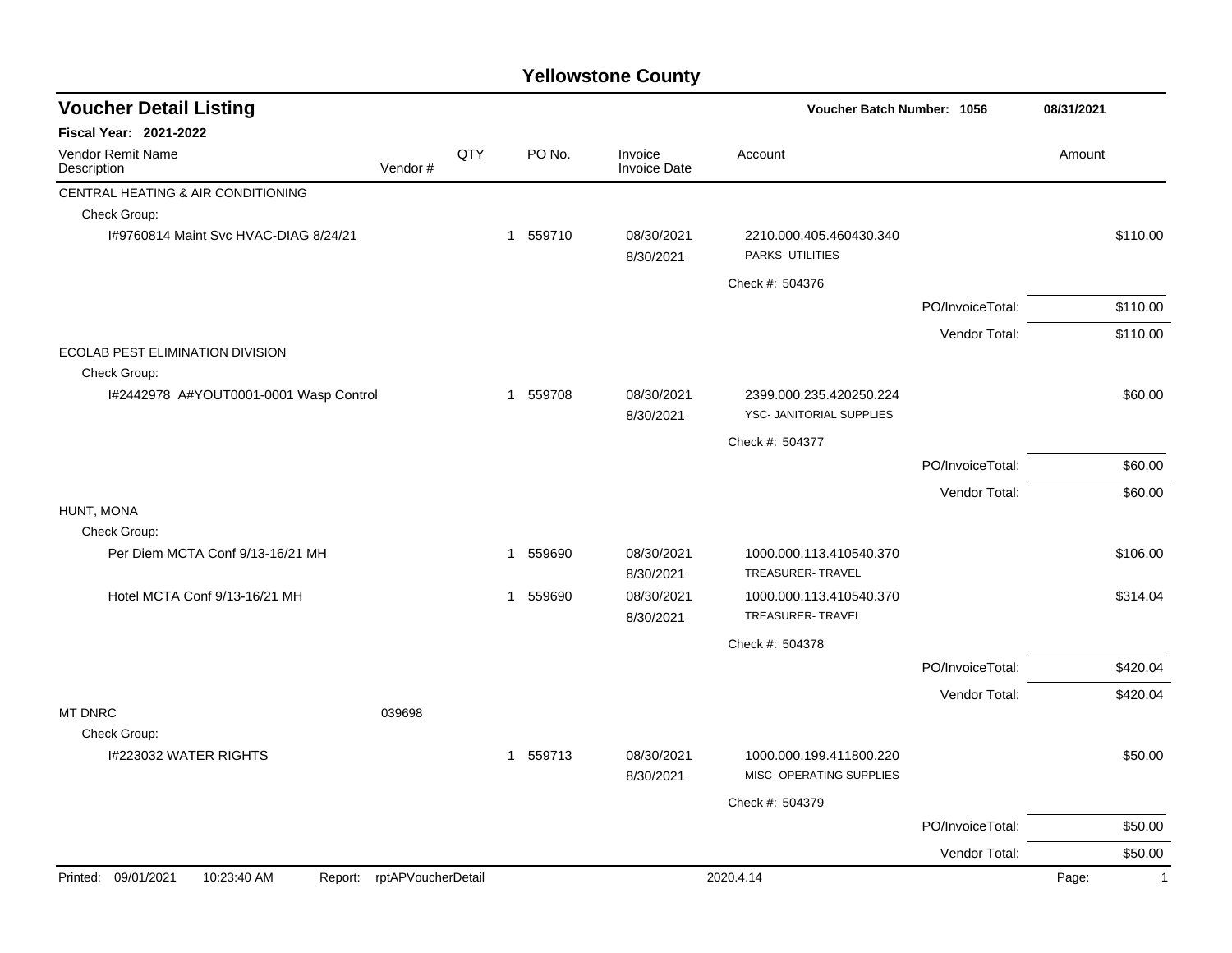# Yellowstone County

## Voucher Detail Listing

**Voucher Batch Number: 1056** — 08/31/2021

**Fiscal Year: 2021-2022**

| Vendor Remit Name / Description | Vendor # | QTY | PO No. | Invoice / Invoice Date | Account | | Amount |
|---|---|---|---|---|---|---|---|
| CENTRAL HEATING & AIR CONDITIONING | | | | | | | |
| Check Group: | | | | | | | |
| I#9760814 Maint Svc HVAC-DIAG 8/24/21 | | 1 | 559710 | 08/30/2021 8/30/2021 | 2210.000.405.460430.340 PARKS- UTILITIES | | $110.00 |
| | | | | | Check #: 504376 | | |
| | | | | | | PO/InvoiceTotal: | $110.00 |
| | | | | | | Vendor Total: | $110.00 |
| ECOLAB PEST ELIMINATION DIVISION | | | | | | | |
| Check Group: | | | | | | | |
| I#2442978 A#YOUT0001-0001 Wasp Control | | 1 | 559708 | 08/30/2021 8/30/2021 | 2399.000.235.420250.224 YSC- JANITORIAL SUPPLIES | | $60.00 |
| | | | | | Check #: 504377 | | |
| | | | | | | PO/InvoiceTotal: | $60.00 |
| | | | | | | Vendor Total: | $60.00 |
| HUNT, MONA | | | | | | | |
| Check Group: | | | | | | | |
| Per Diem MCTA Conf 9/13-16/21 MH | | 1 | 559690 | 08/30/2021 8/30/2021 | 1000.000.113.410540.370 TREASURER- TRAVEL | | $106.00 |
| Hotel MCTA Conf 9/13-16/21 MH | | 1 | 559690 | 08/30/2021 8/30/2021 | 1000.000.113.410540.370 TREASURER- TRAVEL | | $314.04 |
| | | | | | Check #: 504378 | | |
| | | | | | | PO/InvoiceTotal: | $420.04 |
| | | | | | | Vendor Total: | $420.04 |
| MT DNRC | 039698 | | | | | | |
| Check Group: | | | | | | | |
| I#223032 WATER RIGHTS | | 1 | 559713 | 08/30/2021 8/30/2021 | 1000.000.199.411800.220 MISC- OPERATING SUPPLIES | | $50.00 |
| | | | | | Check #: 504379 | | |
| | | | | | | PO/InvoiceTotal: | $50.00 |
| | | | | | | Vendor Total: | $50.00 |

Printed: 09/01/2021 10:23:40 AM Report: rptAPVoucherDetail 2020.4.14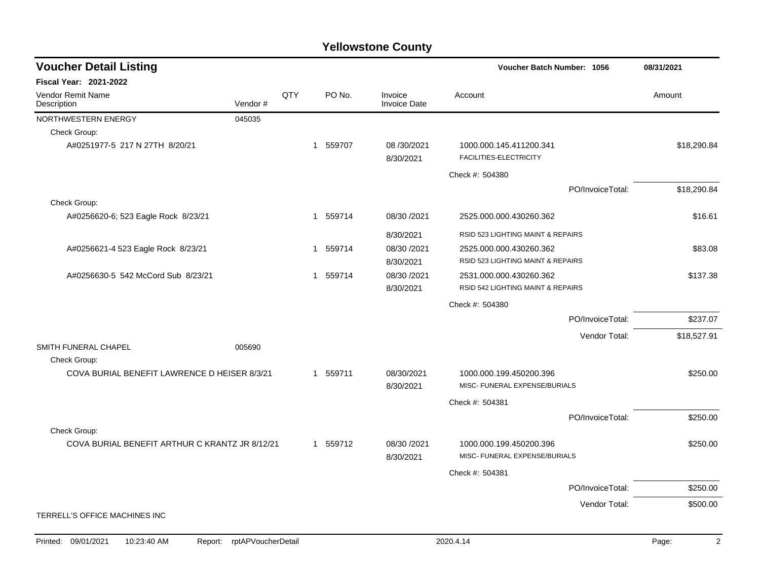# Yellowstone County

## Voucher Detail Listing

**Voucher Batch Number: 1056** | **08/31/2021**

**Fiscal Year: 2021-2022**

| Vendor Remit Name / Description | Vendor # | QTY | PO No. | Invoice / Invoice Date | Account | Amount |
|---|---|---|---|---|---|---|
| NORTHWESTERN ENERGY | 045035 | | | | | |
| Check Group: | | | | | | |
| A#0251977-5 217 N 27TH 8/20/21 | | 1 | 559707 | 08 /30/2021<br>8/30/2021 | 1000.000.145.411200.341<br>FACILITIES-ELECTRICITY | $18,290.84 |
| | | | | | Check #: 504380 | |
| | | | | | PO/InvoiceTotal: | $18,290.84 |
| Check Group: | | | | | | |
| A#0256620-6; 523 Eagle Rock 8/23/21 | | 1 | 559714 | 08/30 /2021<br>8/30/2021 | 2525.000.000.430260.362<br>RSID 523 LIGHTING MAINT & REPAIRS | $16.61 |
| A#0256621-4 523 Eagle Rock 8/23/21 | | 1 | 559714 | 08/30 /2021<br>8/30/2021 | 2525.000.000.430260.362<br>RSID 523 LIGHTING MAINT & REPAIRS | $83.08 |
| A#0256630-5 542 McCord Sub 8/23/21 | | 1 | 559714 | 08/30 /2021<br>8/30/2021 | 2531.000.000.430260.362<br>RSID 542 LIGHTING MAINT & REPAIRS | $137.38 |
| | | | | | Check #: 504380 | |
| | | | | | PO/InvoiceTotal: | $237.07 |
| | | | | | Vendor Total: | $18,527.91 |
| SMITH FUNERAL CHAPEL | 005690 | | | | | |
| Check Group: | | | | | | |
| COVA BURIAL BENEFIT LAWRENCE D HEISER 8/3/21 | | 1 | 559711 | 08/30/2021<br>8/30/2021 | 1000.000.199.450200.396<br>MISC- FUNERAL EXPENSE/BURIALS | $250.00 |
| | | | | | Check #: 504381 | |
| | | | | | PO/InvoiceTotal: | $250.00 |
| Check Group: | | | | | | |
| COVA BURIAL BENEFIT ARTHUR C KRANTZ JR 8/12/21 | | 1 | 559712 | 08/30 /2021<br>8/30/2021 | 1000.000.199.450200.396<br>MISC- FUNERAL EXPENSE/BURIALS | $250.00 |
| | | | | | Check #: 504381 | |
| | | | | | PO/InvoiceTotal: | $250.00 |
| | | | | | Vendor Total: | $500.00 |
| TERRELL'S OFFICE MACHINES INC | | | | | | |

Printed: 09/01/2021 10:23:40 AM Report: rptAPVoucherDetail 2020.4.14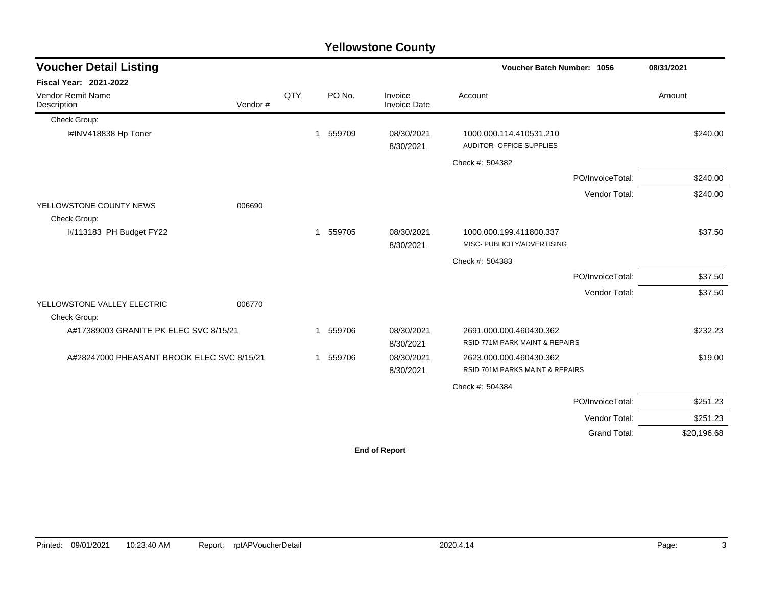# Yellowstone County

## Voucher Detail Listing

**Voucher Batch Number: 1056** — 08/31/2021

**Fiscal Year: 2021-2022**

| Vendor Remit Name / Description | Vendor # | QTY | PO No. | Invoice / Invoice Date | Account | Amount |
|---|---|---|---|---|---|---|
| Check Group: | | | | | | |
| I#INV418838 Hp Toner | | 1 | 559709 | 08/30/2021<br>8/30/2021 | 1000.000.114.410531.210<br>AUDITOR- OFFICE SUPPLIES | $240.00 |
| | | | | | Check #: 504382 | |
| | | | | | PO/InvoiceTotal: | $240.00 |
| | | | | | Vendor Total: | $240.00 |
| YELLOWSTONE COUNTY NEWS | 006690 | | | | | |
| Check Group: | | | | | | |
| I#113183 PH Budget FY22 | | 1 | 559705 | 08/30/2021<br>8/30/2021 | 1000.000.199.411800.337<br>MISC- PUBLICITY/ADVERTISING | $37.50 |
| | | | | | Check #: 504383 | |
| | | | | | PO/InvoiceTotal: | $37.50 |
| | | | | | Vendor Total: | $37.50 |
| YELLOWSTONE VALLEY ELECTRIC | 006770 | | | | | |
| Check Group: | | | | | | |
| A#17389003 GRANITE PK ELEC SVC 8/15/21 | | 1 | 559706 | 08/30/2021<br>8/30/2021 | 2691.000.000.460430.362<br>RSID 771M PARK MAINT & REPAIRS | $232.23 |
| A#28247000 PHEASANT BROOK ELEC SVC 8/15/21 | | 1 | 559706 | 08/30/2021<br>8/30/2021 | 2623.000.000.460430.362<br>RSID 701M PARKS MAINT & REPAIRS | $19.00 |
| | | | | | Check #: 504384 | |
| | | | | | PO/InvoiceTotal: | $251.23 |
| | | | | | Vendor Total: | $251.23 |
| | | | | | Grand Total: | $20,196.68 |

**End of Report**

Printed: 09/01/2021 10:23:40 AM Report: rptAPVoucherDetail 2020.4.14